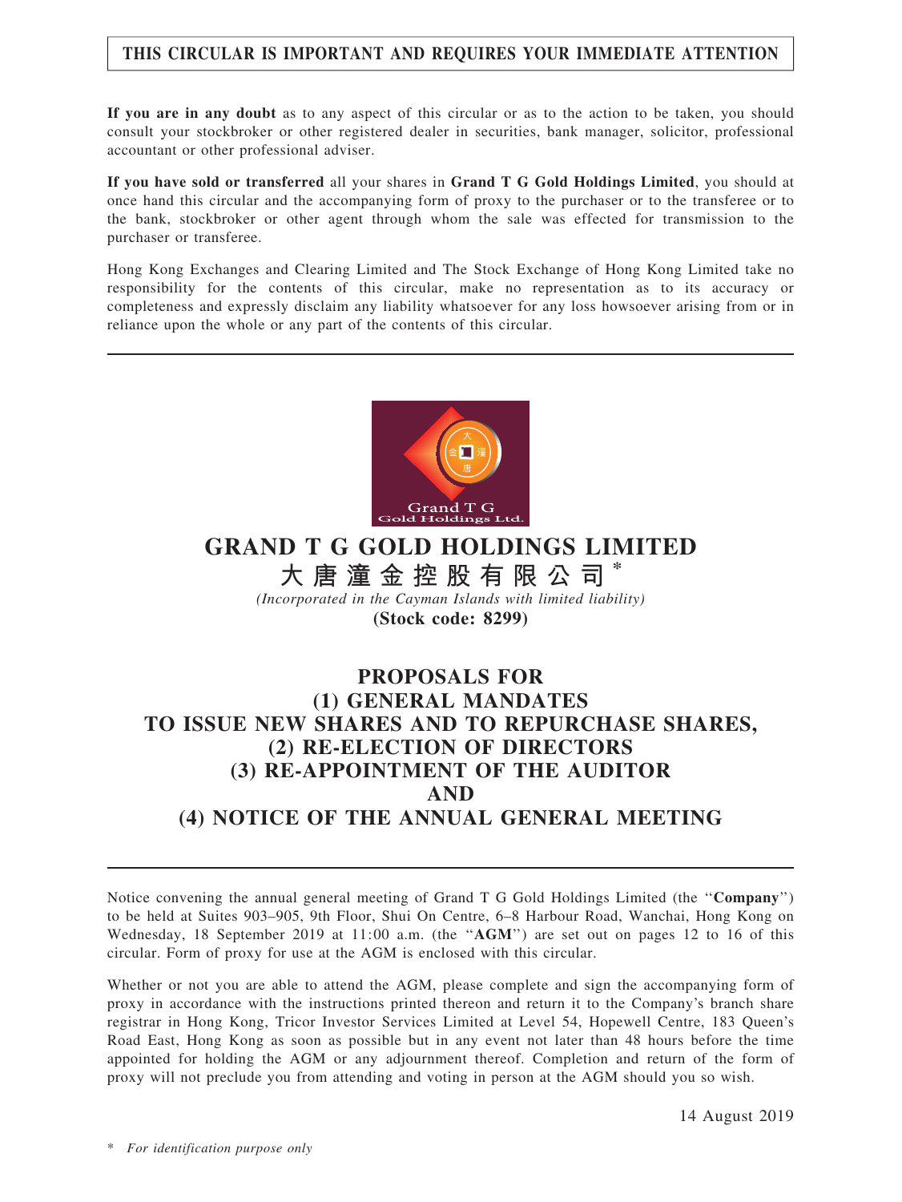**THIS CIRCULAR IS IMPORTANT AND REQUIRES YOUR IMMEDIATE ATTENTION**

**If you are in any doubt** as to any aspect of this circular or as to the action to be taken, you should consult your stockbroker or other registered dealer in securities, bank manager, solicitor, professional accountant or other professional adviser.

**If you have sold or transferred** all your shares in **Grand T G Gold Holdings Limited**, you should at once hand this circular and the accompanying form of proxy to the purchaser or to the transferee or to the bank, stockbroker or other agent through whom the sale was effected for transmission to the purchaser or transferee.

Hong Kong Exchanges and Clearing Limited and The Stock Exchange of Hong Kong Limited take no responsibility for the contents of this circular, make no representation as to its accuracy or completeness and expressly disclaim any liability whatsoever for any loss howsoever arising from or in reliance upon the whole or any part of the contents of this circular.

# GRAND T G GOLD HOLDINGS LIMITED
# 大唐潼金控股有限公司*

*(Incorporated in the Cayman Islands with limited liability)*

**(Stock code: 8299)**

## PROPOSALS FOR
## (1) GENERAL MANDATES TO ISSUE NEW SHARES AND TO REPURCHASE SHARES,
## (2) RE-ELECTION OF DIRECTORS
## (3) RE-APPOINTMENT OF THE AUDITOR
## AND
## (4) NOTICE OF THE ANNUAL GENERAL MEETING

Notice convening the annual general meeting of Grand T G Gold Holdings Limited (the "**Company**") to be held at Suites 903–905, 9th Floor, Shui On Centre, 6–8 Harbour Road, Wanchai, Hong Kong on Wednesday, 18 September 2019 at 11:00 a.m. (the "**AGM**") are set out on pages 12 to 16 of this circular. Form of proxy for use at the AGM is enclosed with this circular.

Whether or not you are able to attend the AGM, please complete and sign the accompanying form of proxy in accordance with the instructions printed thereon and return it to the Company's branch share registrar in Hong Kong, Tricor Investor Services Limited at Level 54, Hopewell Centre, 183 Queen's Road East, Hong Kong as soon as possible but in any event not later than 48 hours before the time appointed for holding the AGM or any adjournment thereof. Completion and return of the form of proxy will not preclude you from attending and voting in person at the AGM should you so wish.

14 August 2019

\* *For identification purpose only*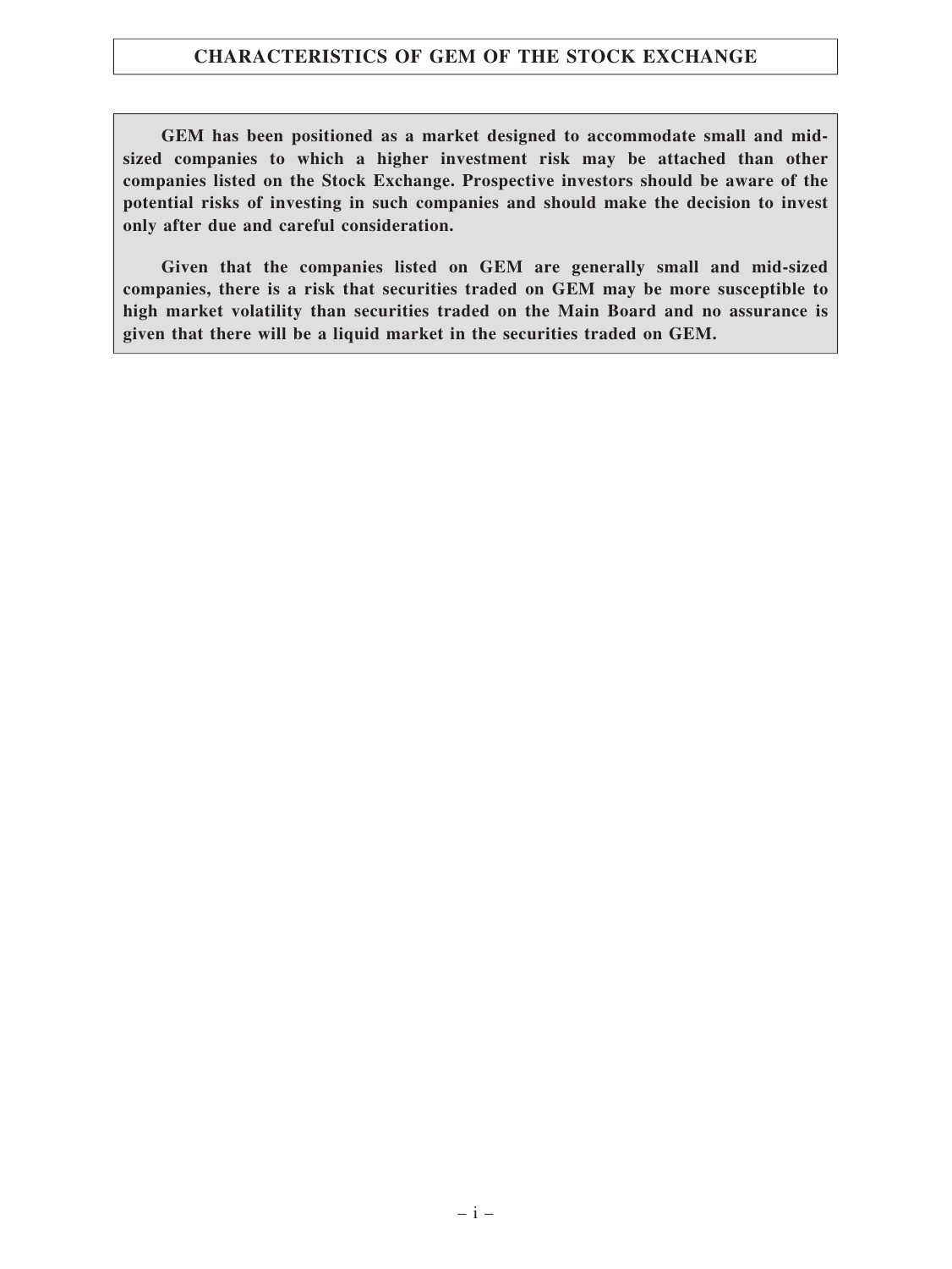# CHARACTERISTICS OF GEM OF THE STOCK EXCHANGE

**GEM has been positioned as a market designed to accommodate small and mid-sized companies to which a higher investment risk may be attached than other companies listed on the Stock Exchange. Prospective investors should be aware of the potential risks of investing in such companies and should make the decision to invest only after due and careful consideration.**

**Given that the companies listed on GEM are generally small and mid-sized companies, there is a risk that securities traded on GEM may be more susceptible to high market volatility than securities traded on the Main Board and no assurance is given that there will be a liquid market in the securities traded on GEM.**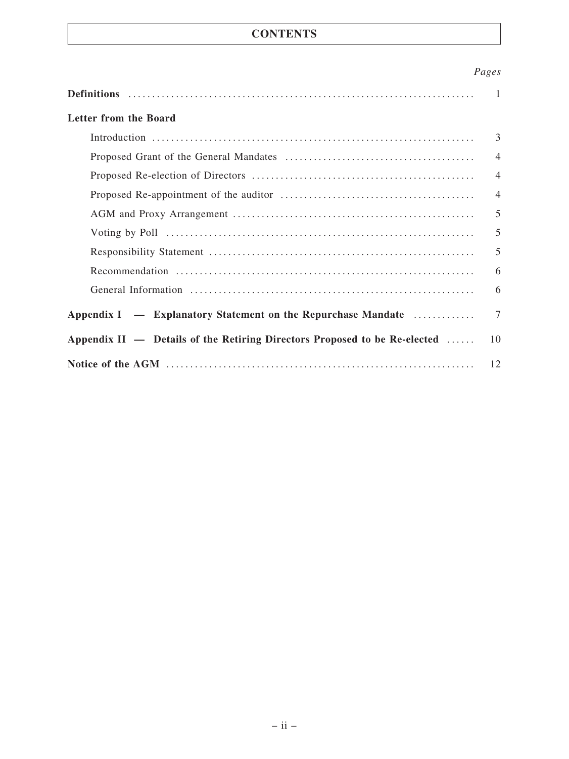# CONTENTS

| | *Pages* |
|---|---|
| **Definitions** | 1 |
| **Letter from the Board** | |
| Introduction | 3 |
| Proposed Grant of the General Mandates | 4 |
| Proposed Re-election of Directors | 4 |
| Proposed Re-appointment of the auditor | 4 |
| AGM and Proxy Arrangement | 5 |
| Voting by Poll | 5 |
| Responsibility Statement | 5 |
| Recommendation | 6 |
| General Information | 6 |
| **Appendix I — Explanatory Statement on the Repurchase Mandate** | 7 |
| **Appendix II — Details of the Retiring Directors Proposed to be Re-elected** | 10 |
| **Notice of the AGM** | 12 |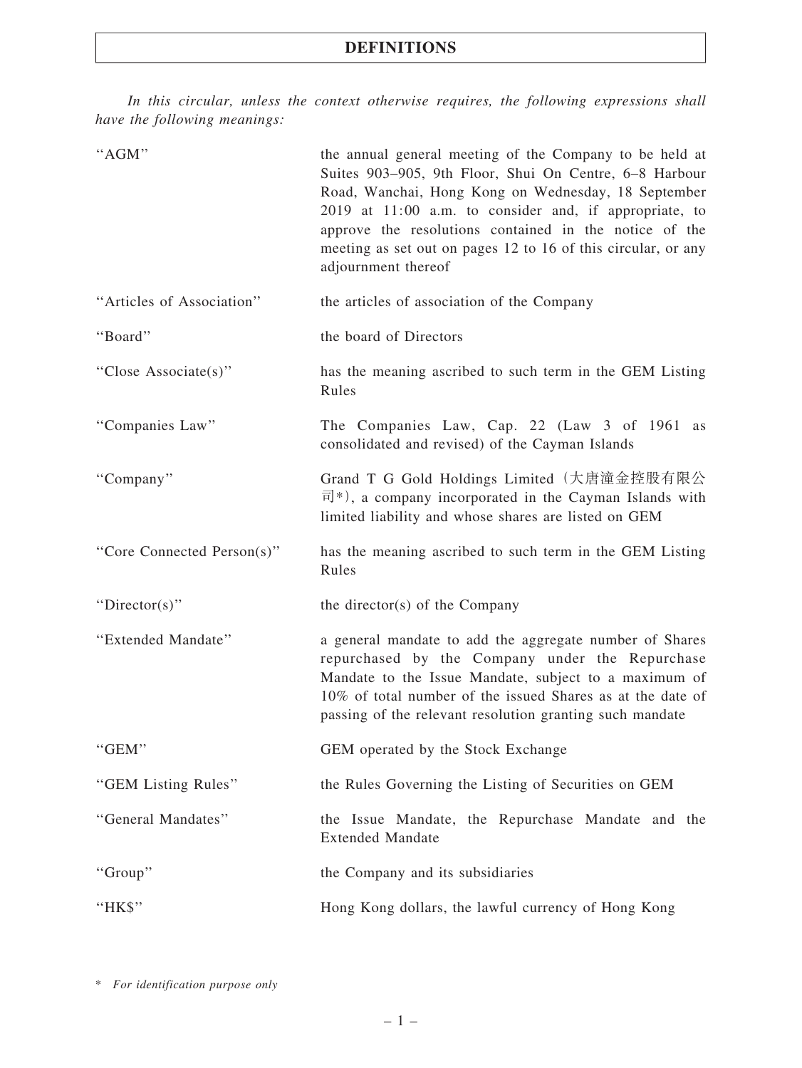# DEFINITIONS

*In this circular, unless the context otherwise requires, the following expressions shall have the following meanings:*

| | |
|---|---|
| "AGM" | the annual general meeting of the Company to be held at Suites 903–905, 9th Floor, Shui On Centre, 6–8 Harbour Road, Wanchai, Hong Kong on Wednesday, 18 September 2019 at 11:00 a.m. to consider and, if appropriate, to approve the resolutions contained in the notice of the meeting as set out on pages 12 to 16 of this circular, or any adjournment thereof |
| "Articles of Association" | the articles of association of the Company |
| "Board" | the board of Directors |
| "Close Associate(s)" | has the meaning ascribed to such term in the GEM Listing Rules |
| "Companies Law" | The Companies Law, Cap. 22 (Law 3 of 1961 as consolidated and revised) of the Cayman Islands |
| "Company" | Grand T G Gold Holdings Limited (大唐潼金控股有限公司*), a company incorporated in the Cayman Islands with limited liability and whose shares are listed on GEM |
| "Core Connected Person(s)" | has the meaning ascribed to such term in the GEM Listing Rules |
| "Director(s)" | the director(s) of the Company |
| "Extended Mandate" | a general mandate to add the aggregate number of Shares repurchased by the Company under the Repurchase Mandate to the Issue Mandate, subject to a maximum of 10% of total number of the issued Shares as at the date of passing of the relevant resolution granting such mandate |
| "GEM" | GEM operated by the Stock Exchange |
| "GEM Listing Rules" | the Rules Governing the Listing of Securities on GEM |
| "General Mandates" | the Issue Mandate, the Repurchase Mandate and the Extended Mandate |
| "Group" | the Company and its subsidiaries |
| "HK$" | Hong Kong dollars, the lawful currency of Hong Kong |

\* *For identification purpose only*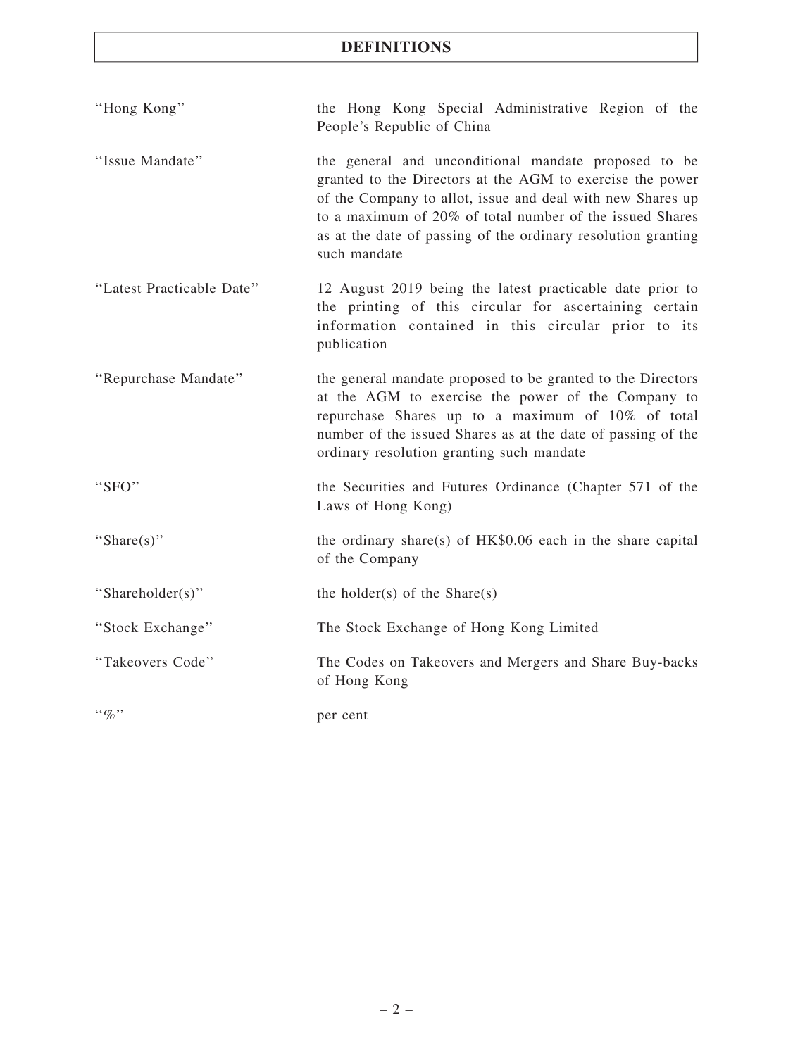# DEFINITIONS

| | |
|---|---|
| "Hong Kong" | the Hong Kong Special Administrative Region of the People's Republic of China |
| "Issue Mandate" | the general and unconditional mandate proposed to be granted to the Directors at the AGM to exercise the power of the Company to allot, issue and deal with new Shares up to a maximum of 20% of total number of the issued Shares as at the date of passing of the ordinary resolution granting such mandate |
| "Latest Practicable Date" | 12 August 2019 being the latest practicable date prior to the printing of this circular for ascertaining certain information contained in this circular prior to its publication |
| "Repurchase Mandate" | the general mandate proposed to be granted to the Directors at the AGM to exercise the power of the Company to repurchase Shares up to a maximum of 10% of total number of the issued Shares as at the date of passing of the ordinary resolution granting such mandate |
| "SFO" | the Securities and Futures Ordinance (Chapter 571 of the Laws of Hong Kong) |
| "Share(s)" | the ordinary share(s) of HK$0.06 each in the share capital of the Company |
| "Shareholder(s)" | the holder(s) of the Share(s) |
| "Stock Exchange" | The Stock Exchange of Hong Kong Limited |
| "Takeovers Code" | The Codes on Takeovers and Mergers and Share Buy-backs of Hong Kong |
| "%" | per cent |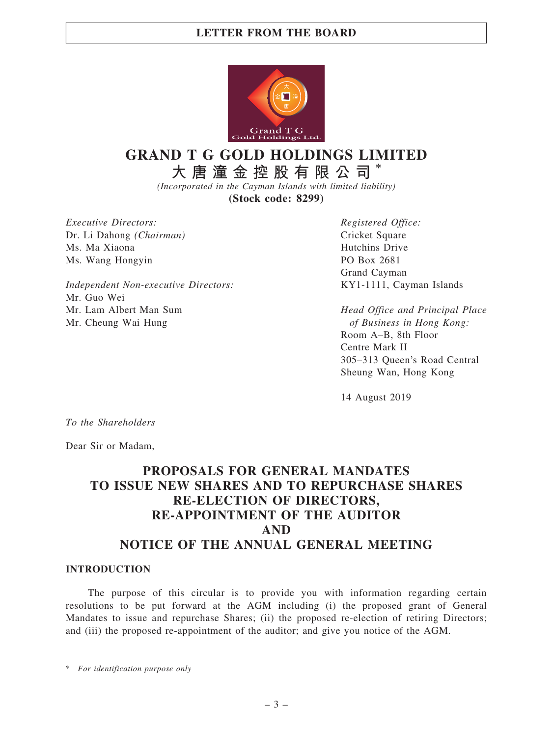# GRAND T G GOLD HOLDINGS LIMITED
## 大唐潼金控股有限公司*

*(Incorporated in the Cayman Islands with limited liability)*

**(Stock code: 8299)**

*Executive Directors:*
Dr. Li Dahong *(Chairman)*
Ms. Ma Xiaona
Ms. Wang Hongyin

*Independent Non-executive Directors:*
Mr. Guo Wei
Mr. Lam Albert Man Sum
Mr. Cheung Wai Hung

*Registered Office:*
Cricket Square
Hutchins Drive
PO Box 2681
Grand Cayman
KY1-1111, Cayman Islands

*Head Office and Principal Place of Business in Hong Kong:*
Room A–B, 8th Floor
Centre Mark II
305–313 Queen's Road Central
Sheung Wan, Hong Kong

14 August 2019

*To the Shareholders*

Dear Sir or Madam,

## PROPOSALS FOR GENERAL MANDATES TO ISSUE NEW SHARES AND TO REPURCHASE SHARES RE-ELECTION OF DIRECTORS, RE-APPOINTMENT OF THE AUDITOR AND NOTICE OF THE ANNUAL GENERAL MEETING

### INTRODUCTION

The purpose of this circular is to provide you with information regarding certain resolutions to be put forward at the AGM including (i) the proposed grant of General Mandates to issue and repurchase Shares; (ii) the proposed re-election of retiring Directors; and (iii) the proposed re-appointment of the auditor; and give you notice of the AGM.

\* *For identification purpose only*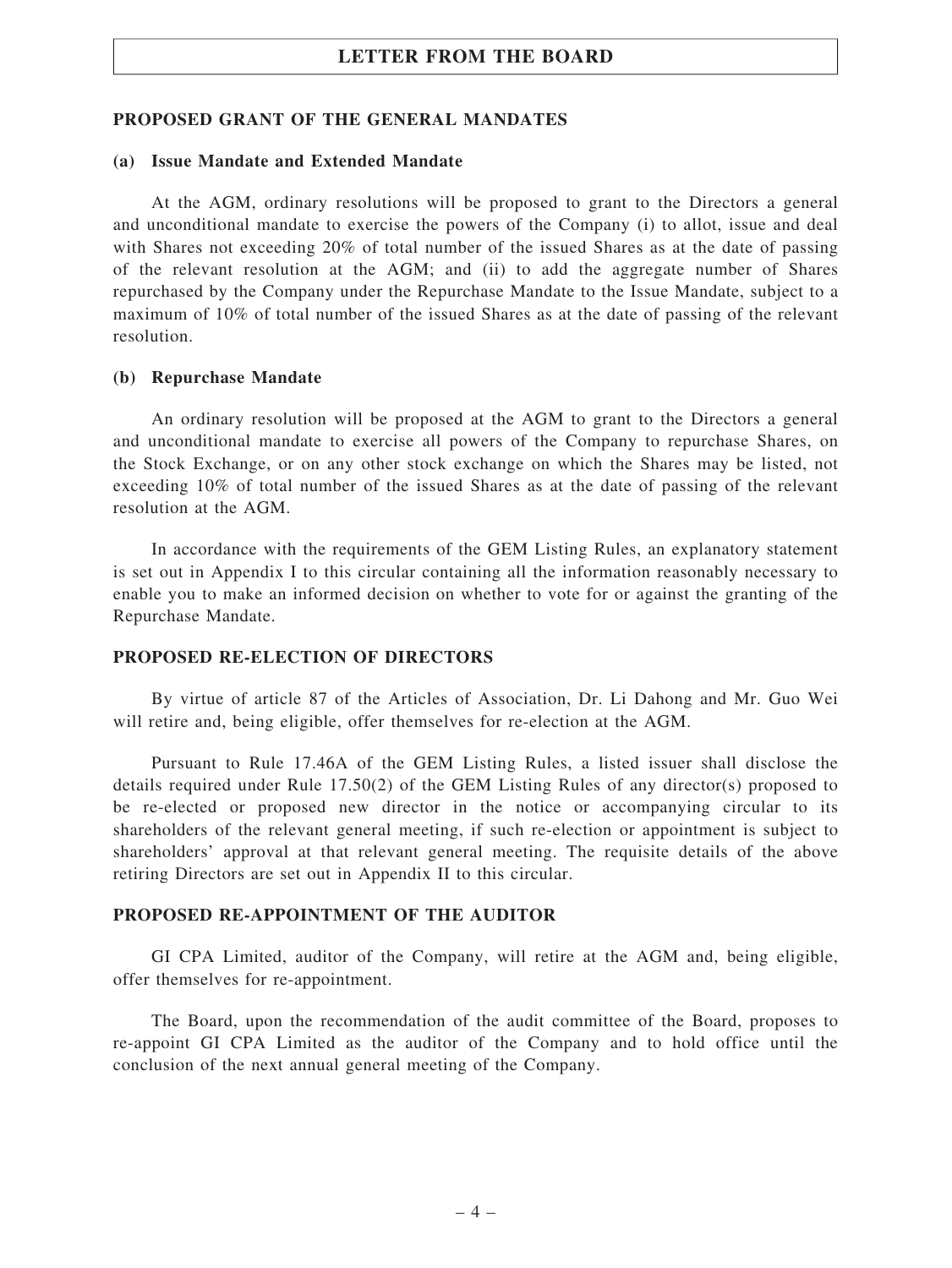## PROPOSED GRANT OF THE GENERAL MANDATES

### (a) Issue Mandate and Extended Mandate

At the AGM, ordinary resolutions will be proposed to grant to the Directors a general and unconditional mandate to exercise the powers of the Company (i) to allot, issue and deal with Shares not exceeding 20% of total number of the issued Shares as at the date of passing of the relevant resolution at the AGM; and (ii) to add the aggregate number of Shares repurchased by the Company under the Repurchase Mandate to the Issue Mandate, subject to a maximum of 10% of total number of the issued Shares as at the date of passing of the relevant resolution.

### (b) Repurchase Mandate

An ordinary resolution will be proposed at the AGM to grant to the Directors a general and unconditional mandate to exercise all powers of the Company to repurchase Shares, on the Stock Exchange, or on any other stock exchange on which the Shares may be listed, not exceeding 10% of total number of the issued Shares as at the date of passing of the relevant resolution at the AGM.

In accordance with the requirements of the GEM Listing Rules, an explanatory statement is set out in Appendix I to this circular containing all the information reasonably necessary to enable you to make an informed decision on whether to vote for or against the granting of the Repurchase Mandate.

## PROPOSED RE-ELECTION OF DIRECTORS

By virtue of article 87 of the Articles of Association, Dr. Li Dahong and Mr. Guo Wei will retire and, being eligible, offer themselves for re-election at the AGM.

Pursuant to Rule 17.46A of the GEM Listing Rules, a listed issuer shall disclose the details required under Rule 17.50(2) of the GEM Listing Rules of any director(s) proposed to be re-elected or proposed new director in the notice or accompanying circular to its shareholders of the relevant general meeting, if such re-election or appointment is subject to shareholders' approval at that relevant general meeting. The requisite details of the above retiring Directors are set out in Appendix II to this circular.

## PROPOSED RE-APPOINTMENT OF THE AUDITOR

GI CPA Limited, auditor of the Company, will retire at the AGM and, being eligible, offer themselves for re-appointment.

The Board, upon the recommendation of the audit committee of the Board, proposes to re-appoint GI CPA Limited as the auditor of the Company and to hold office until the conclusion of the next annual general meeting of the Company.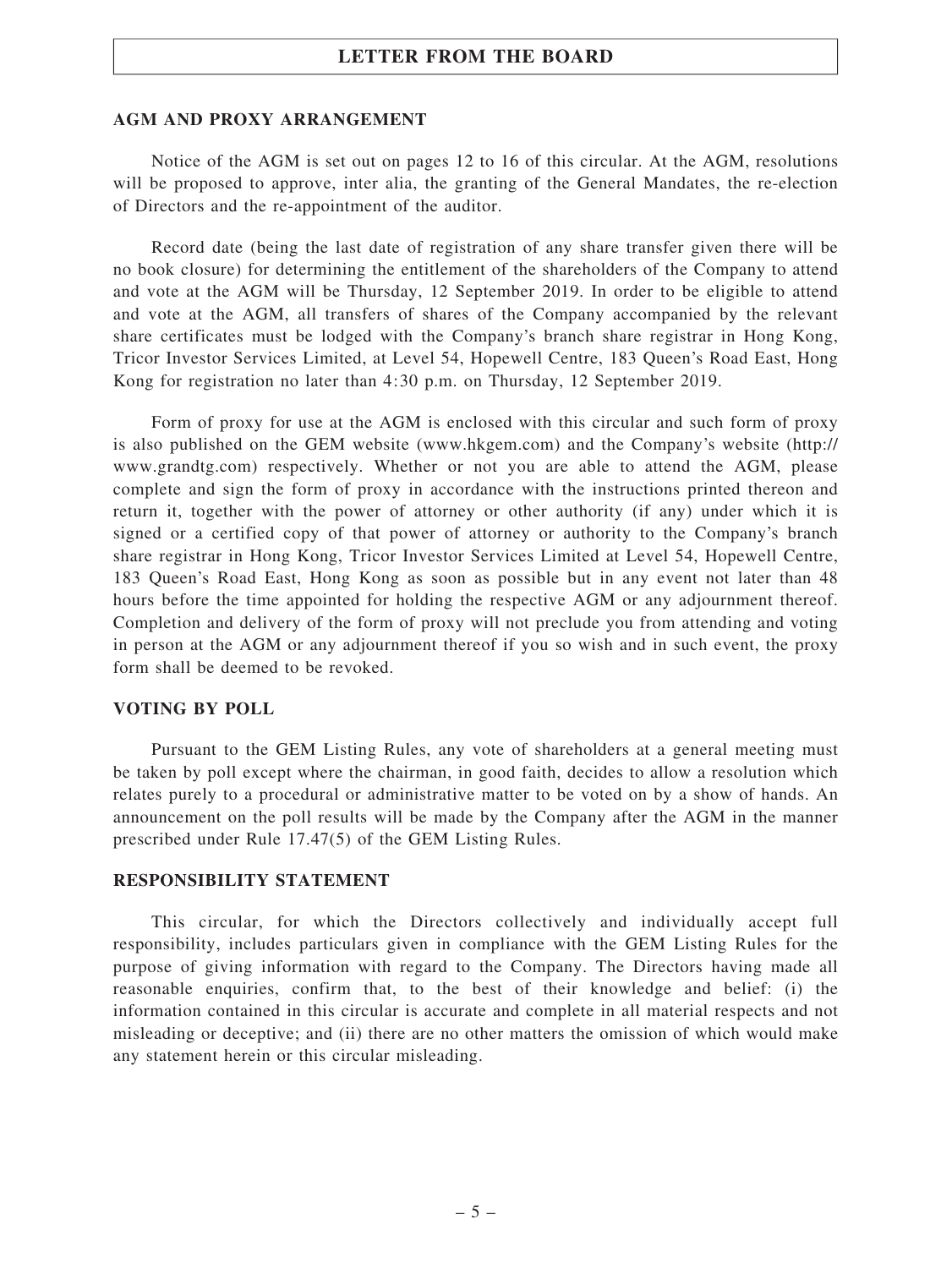## AGM AND PROXY ARRANGEMENT

Notice of the AGM is set out on pages 12 to 16 of this circular. At the AGM, resolutions will be proposed to approve, inter alia, the granting of the General Mandates, the re-election of Directors and the re-appointment of the auditor.

Record date (being the last date of registration of any share transfer given there will be no book closure) for determining the entitlement of the shareholders of the Company to attend and vote at the AGM will be Thursday, 12 September 2019. In order to be eligible to attend and vote at the AGM, all transfers of shares of the Company accompanied by the relevant share certificates must be lodged with the Company's branch share registrar in Hong Kong, Tricor Investor Services Limited, at Level 54, Hopewell Centre, 183 Queen's Road East, Hong Kong for registration no later than 4:30 p.m. on Thursday, 12 September 2019.

Form of proxy for use at the AGM is enclosed with this circular and such form of proxy is also published on the GEM website (www.hkgem.com) and the Company's website (http://www.grandtg.com) respectively. Whether or not you are able to attend the AGM, please complete and sign the form of proxy in accordance with the instructions printed thereon and return it, together with the power of attorney or other authority (if any) under which it is signed or a certified copy of that power of attorney or authority to the Company's branch share registrar in Hong Kong, Tricor Investor Services Limited at Level 54, Hopewell Centre, 183 Queen's Road East, Hong Kong as soon as possible but in any event not later than 48 hours before the time appointed for holding the respective AGM or any adjournment thereof. Completion and delivery of the form of proxy will not preclude you from attending and voting in person at the AGM or any adjournment thereof if you so wish and in such event, the proxy form shall be deemed to be revoked.

## VOTING BY POLL

Pursuant to the GEM Listing Rules, any vote of shareholders at a general meeting must be taken by poll except where the chairman, in good faith, decides to allow a resolution which relates purely to a procedural or administrative matter to be voted on by a show of hands. An announcement on the poll results will be made by the Company after the AGM in the manner prescribed under Rule 17.47(5) of the GEM Listing Rules.

## RESPONSIBILITY STATEMENT

This circular, for which the Directors collectively and individually accept full responsibility, includes particulars given in compliance with the GEM Listing Rules for the purpose of giving information with regard to the Company. The Directors having made all reasonable enquiries, confirm that, to the best of their knowledge and belief: (i) the information contained in this circular is accurate and complete in all material respects and not misleading or deceptive; and (ii) there are no other matters the omission of which would make any statement herein or this circular misleading.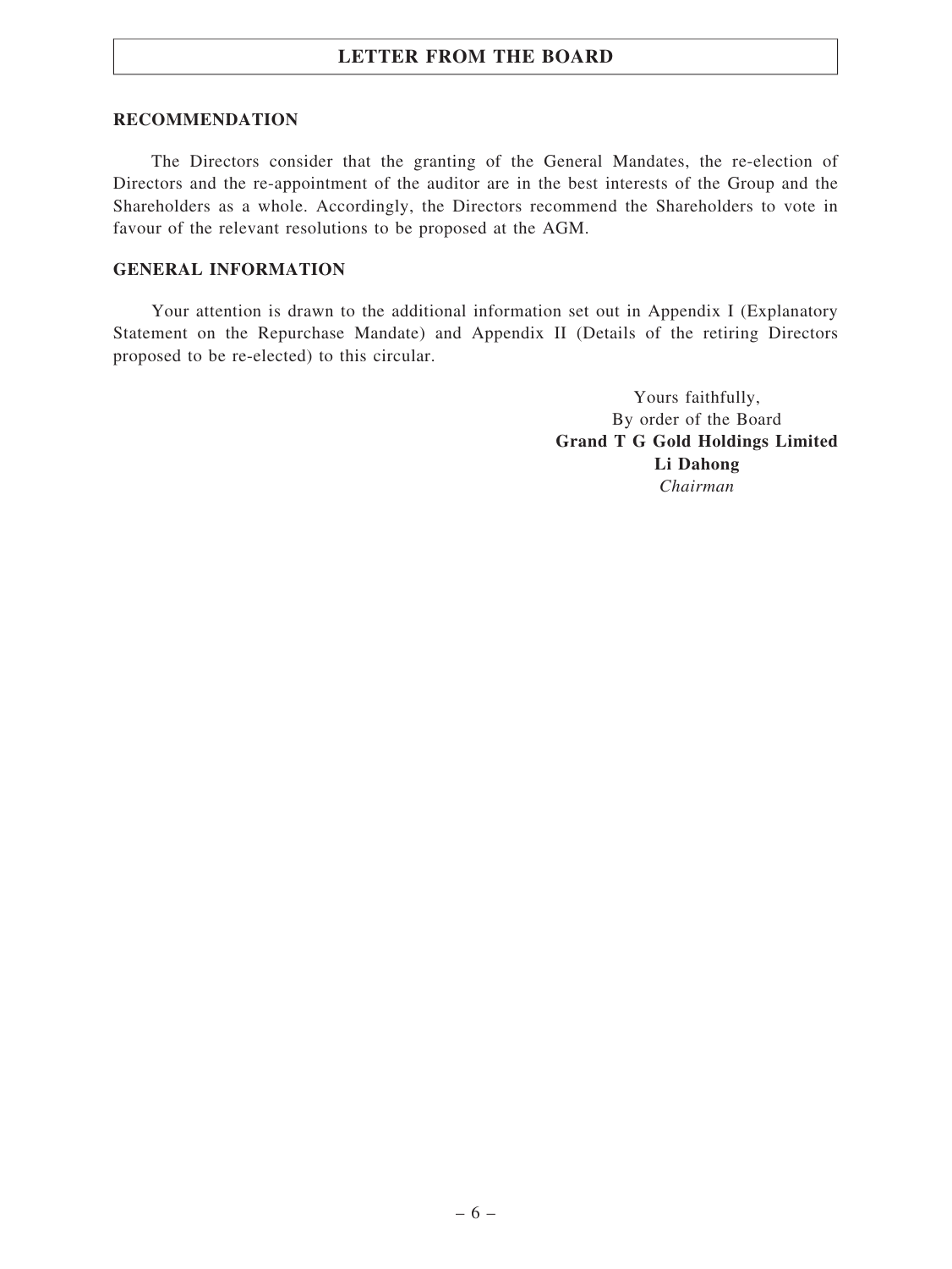## RECOMMENDATION

The Directors consider that the granting of the General Mandates, the re-election of Directors and the re-appointment of the auditor are in the best interests of the Group and the Shareholders as a whole. Accordingly, the Directors recommend the Shareholders to vote in favour of the relevant resolutions to be proposed at the AGM.

## GENERAL INFORMATION

Your attention is drawn to the additional information set out in Appendix I (Explanatory Statement on the Repurchase Mandate) and Appendix II (Details of the retiring Directors proposed to be re-elected) to this circular.

Yours faithfully,
By order of the Board
**Grand T G Gold Holdings Limited**
**Li Dahong**
*Chairman*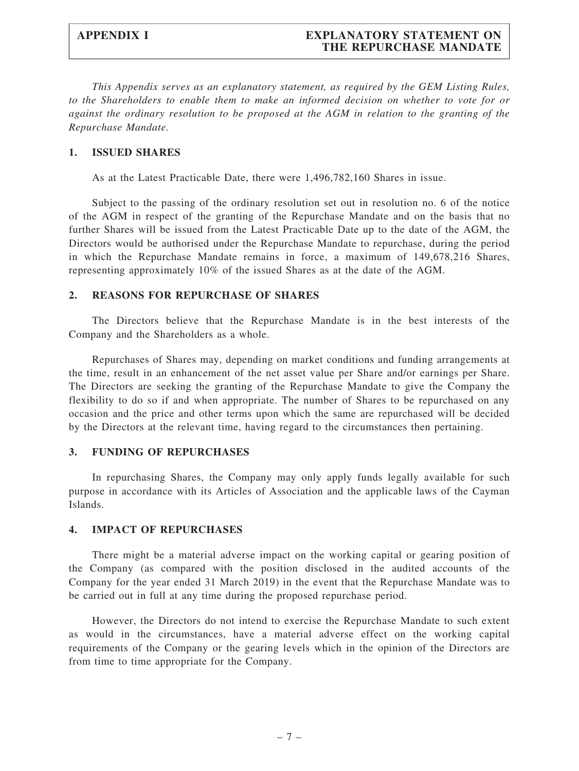*This Appendix serves as an explanatory statement, as required by the GEM Listing Rules, to the Shareholders to enable them to make an informed decision on whether to vote for or against the ordinary resolution to be proposed at the AGM in relation to the granting of the Repurchase Mandate.*

## 1. ISSUED SHARES

As at the Latest Practicable Date, there were 1,496,782,160 Shares in issue.

Subject to the passing of the ordinary resolution set out in resolution no. 6 of the notice of the AGM in respect of the granting of the Repurchase Mandate and on the basis that no further Shares will be issued from the Latest Practicable Date up to the date of the AGM, the Directors would be authorised under the Repurchase Mandate to repurchase, during the period in which the Repurchase Mandate remains in force, a maximum of 149,678,216 Shares, representing approximately 10% of the issued Shares as at the date of the AGM.

## 2. REASONS FOR REPURCHASE OF SHARES

The Directors believe that the Repurchase Mandate is in the best interests of the Company and the Shareholders as a whole.

Repurchases of Shares may, depending on market conditions and funding arrangements at the time, result in an enhancement of the net asset value per Share and/or earnings per Share. The Directors are seeking the granting of the Repurchase Mandate to give the Company the flexibility to do so if and when appropriate. The number of Shares to be repurchased on any occasion and the price and other terms upon which the same are repurchased will be decided by the Directors at the relevant time, having regard to the circumstances then pertaining.

## 3. FUNDING OF REPURCHASES

In repurchasing Shares, the Company may only apply funds legally available for such purpose in accordance with its Articles of Association and the applicable laws of the Cayman Islands.

## 4. IMPACT OF REPURCHASES

There might be a material adverse impact on the working capital or gearing position of the Company (as compared with the position disclosed in the audited accounts of the Company for the year ended 31 March 2019) in the event that the Repurchase Mandate was to be carried out in full at any time during the proposed repurchase period.

However, the Directors do not intend to exercise the Repurchase Mandate to such extent as would in the circumstances, have a material adverse effect on the working capital requirements of the Company or the gearing levels which in the opinion of the Directors are from time to time appropriate for the Company.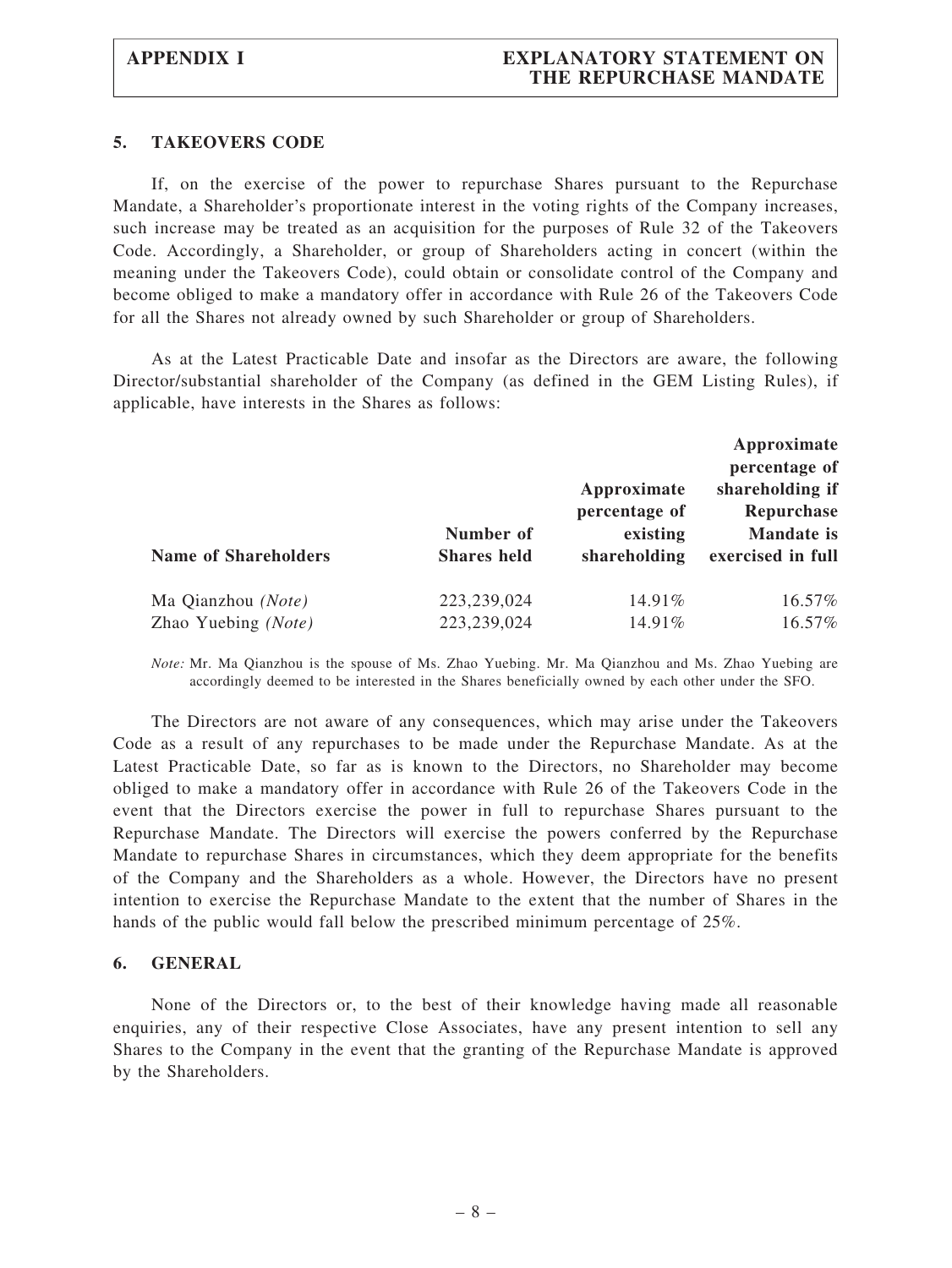## 5. TAKEOVERS CODE

If, on the exercise of the power to repurchase Shares pursuant to the Repurchase Mandate, a Shareholder's proportionate interest in the voting rights of the Company increases, such increase may be treated as an acquisition for the purposes of Rule 32 of the Takeovers Code. Accordingly, a Shareholder, or group of Shareholders acting in concert (within the meaning under the Takeovers Code), could obtain or consolidate control of the Company and become obliged to make a mandatory offer in accordance with Rule 26 of the Takeovers Code for all the Shares not already owned by such Shareholder or group of Shareholders.

As at the Latest Practicable Date and insofar as the Directors are aware, the following Director/substantial shareholder of the Company (as defined in the GEM Listing Rules), if applicable, have interests in the Shares as follows:

| Name of Shareholders | Number of Shares held | Approximate percentage of existing shareholding | Approximate percentage of shareholding if Repurchase Mandate is exercised in full |
|---|---|---|---|
| Ma Qianzhou *(Note)* | 223,239,024 | 14.91% | 16.57% |
| Zhao Yuebing *(Note)* | 223,239,024 | 14.91% | 16.57% |

*Note:* Mr. Ma Qianzhou is the spouse of Ms. Zhao Yuebing. Mr. Ma Qianzhou and Ms. Zhao Yuebing are accordingly deemed to be interested in the Shares beneficially owned by each other under the SFO.

The Directors are not aware of any consequences, which may arise under the Takeovers Code as a result of any repurchases to be made under the Repurchase Mandate. As at the Latest Practicable Date, so far as is known to the Directors, no Shareholder may become obliged to make a mandatory offer in accordance with Rule 26 of the Takeovers Code in the event that the Directors exercise the power in full to repurchase Shares pursuant to the Repurchase Mandate. The Directors will exercise the powers conferred by the Repurchase Mandate to repurchase Shares in circumstances, which they deem appropriate for the benefits of the Company and the Shareholders as a whole. However, the Directors have no present intention to exercise the Repurchase Mandate to the extent that the number of Shares in the hands of the public would fall below the prescribed minimum percentage of 25%.

## 6. GENERAL

None of the Directors or, to the best of their knowledge having made all reasonable enquiries, any of their respective Close Associates, have any present intention to sell any Shares to the Company in the event that the granting of the Repurchase Mandate is approved by the Shareholders.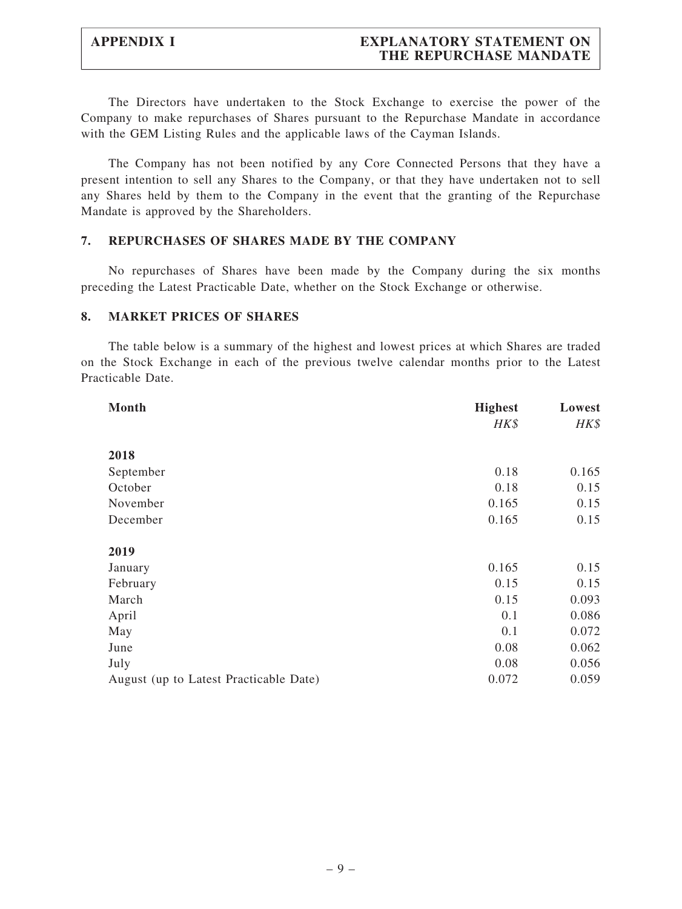The Directors have undertaken to the Stock Exchange to exercise the power of the Company to make repurchases of Shares pursuant to the Repurchase Mandate in accordance with the GEM Listing Rules and the applicable laws of the Cayman Islands.

The Company has not been notified by any Core Connected Persons that they have a present intention to sell any Shares to the Company, or that they have undertaken not to sell any Shares held by them to the Company in the event that the granting of the Repurchase Mandate is approved by the Shareholders.

## 7. REPURCHASES OF SHARES MADE BY THE COMPANY

No repurchases of Shares have been made by the Company during the six months preceding the Latest Practicable Date, whether on the Stock Exchange or otherwise.

## 8. MARKET PRICES OF SHARES

The table below is a summary of the highest and lowest prices at which Shares are traded on the Stock Exchange in each of the previous twelve calendar months prior to the Latest Practicable Date.

| Month | Highest | Lowest |
|---|---|---|
| | *HK$* | *HK$* |
| **2018** | | |
| September | 0.18 | 0.165 |
| October | 0.18 | 0.15 |
| November | 0.165 | 0.15 |
| December | 0.165 | 0.15 |
| **2019** | | |
| January | 0.165 | 0.15 |
| February | 0.15 | 0.15 |
| March | 0.15 | 0.093 |
| April | 0.1 | 0.086 |
| May | 0.1 | 0.072 |
| June | 0.08 | 0.062 |
| July | 0.08 | 0.056 |
| August (up to Latest Practicable Date) | 0.072 | 0.059 |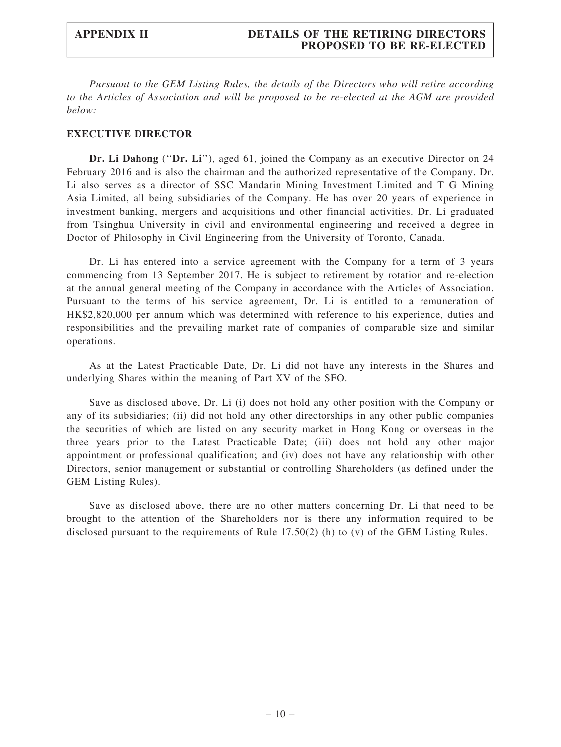*Pursuant to the GEM Listing Rules, the details of the Directors who will retire according to the Articles of Association and will be proposed to be re-elected at the AGM are provided below:*

## EXECUTIVE DIRECTOR

**Dr. Li Dahong** ("**Dr. Li**"), aged 61, joined the Company as an executive Director on 24 February 2016 and is also the chairman and the authorized representative of the Company. Dr. Li also serves as a director of SSC Mandarin Mining Investment Limited and T G Mining Asia Limited, all being subsidiaries of the Company. He has over 20 years of experience in investment banking, mergers and acquisitions and other financial activities. Dr. Li graduated from Tsinghua University in civil and environmental engineering and received a degree in Doctor of Philosophy in Civil Engineering from the University of Toronto, Canada.

Dr. Li has entered into a service agreement with the Company for a term of 3 years commencing from 13 September 2017. He is subject to retirement by rotation and re-election at the annual general meeting of the Company in accordance with the Articles of Association. Pursuant to the terms of his service agreement, Dr. Li is entitled to a remuneration of HK$2,820,000 per annum which was determined with reference to his experience, duties and responsibilities and the prevailing market rate of companies of comparable size and similar operations.

As at the Latest Practicable Date, Dr. Li did not have any interests in the Shares and underlying Shares within the meaning of Part XV of the SFO.

Save as disclosed above, Dr. Li (i) does not hold any other position with the Company or any of its subsidiaries; (ii) did not hold any other directorships in any other public companies the securities of which are listed on any security market in Hong Kong or overseas in the three years prior to the Latest Practicable Date; (iii) does not hold any other major appointment or professional qualification; and (iv) does not have any relationship with other Directors, senior management or substantial or controlling Shareholders (as defined under the GEM Listing Rules).

Save as disclosed above, there are no other matters concerning Dr. Li that need to be brought to the attention of the Shareholders nor is there any information required to be disclosed pursuant to the requirements of Rule 17.50(2) (h) to (v) of the GEM Listing Rules.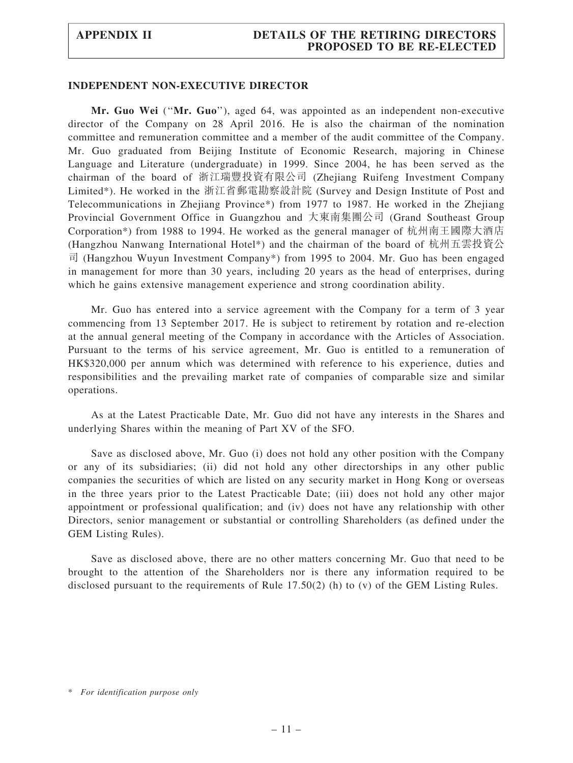## INDEPENDENT NON-EXECUTIVE DIRECTOR

**Mr. Guo Wei** (''**Mr. Guo**''), aged 64, was appointed as an independent non-executive director of the Company on 28 April 2016. He is also the chairman of the nomination committee and remuneration committee and a member of the audit committee of the Company. Mr. Guo graduated from Beijing Institute of Economic Research, majoring in Chinese Language and Literature (undergraduate) in 1999. Since 2004, he has been served as the chairman of the board of 浙江瑞豐投資有限公司 (Zhejiang Ruifeng Investment Company Limited*). He worked in the 浙江省郵電勘察設計院 (Survey and Design Institute of Post and Telecommunications in Zhejiang Province*) from 1977 to 1987. He worked in the Zhejiang Provincial Government Office in Guangzhou and 大東南集團公司 (Grand Southeast Group Corporation*) from 1988 to 1994. He worked as the general manager of 杭州南王國際大酒店 (Hangzhou Nanwang International Hotel*) and the chairman of the board of 杭州五雲投資公司 (Hangzhou Wuyun Investment Company*) from 1995 to 2004. Mr. Guo has been engaged in management for more than 30 years, including 20 years as the head of enterprises, during which he gains extensive management experience and strong coordination ability.

Mr. Guo has entered into a service agreement with the Company for a term of 3 year commencing from 13 September 2017. He is subject to retirement by rotation and re-election at the annual general meeting of the Company in accordance with the Articles of Association. Pursuant to the terms of his service agreement, Mr. Guo is entitled to a remuneration of HK$320,000 per annum which was determined with reference to his experience, duties and responsibilities and the prevailing market rate of companies of comparable size and similar operations.

As at the Latest Practicable Date, Mr. Guo did not have any interests in the Shares and underlying Shares within the meaning of Part XV of the SFO.

Save as disclosed above, Mr. Guo (i) does not hold any other position with the Company or any of its subsidiaries; (ii) did not hold any other directorships in any other public companies the securities of which are listed on any security market in Hong Kong or overseas in the three years prior to the Latest Practicable Date; (iii) does not hold any other major appointment or professional qualification; and (iv) does not have any relationship with other Directors, senior management or substantial or controlling Shareholders (as defined under the GEM Listing Rules).

Save as disclosed above, there are no other matters concerning Mr. Guo that need to be brought to the attention of the Shareholders nor is there any information required to be disclosed pursuant to the requirements of Rule 17.50(2) (h) to (v) of the GEM Listing Rules.

\* *For identification purpose only*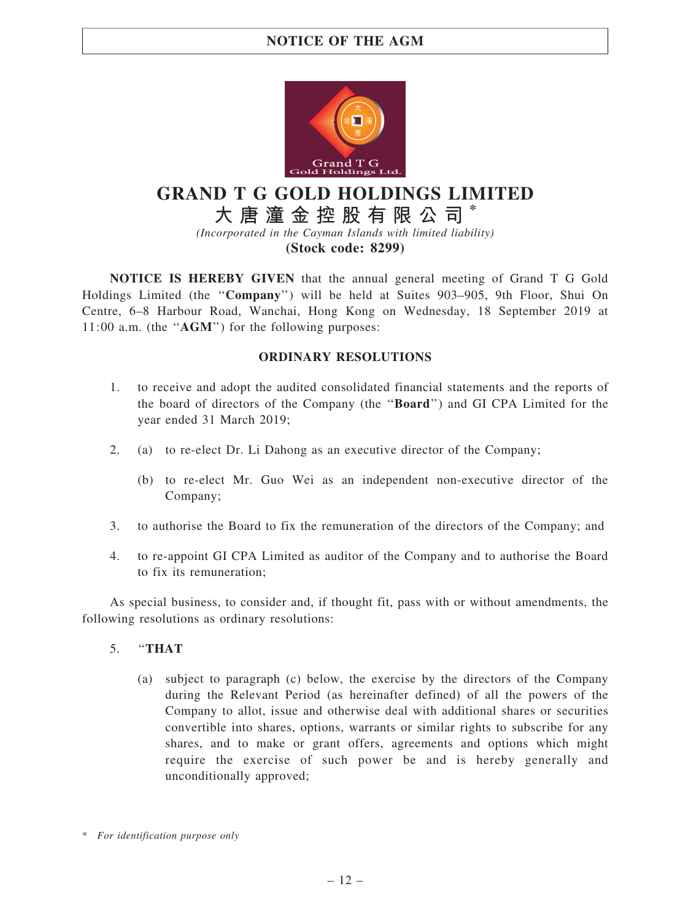# GRAND T G GOLD HOLDINGS LIMITED

# 大唐潼金控股有限公司*

*(Incorporated in the Cayman Islands with limited liability)*

**(Stock code: 8299)**

**NOTICE IS HEREBY GIVEN** that the annual general meeting of Grand T G Gold Holdings Limited (the "**Company**") will be held at Suites 903–905, 9th Floor, Shui On Centre, 6–8 Harbour Road, Wanchai, Hong Kong on Wednesday, 18 September 2019 at 11:00 a.m. (the "**AGM**") for the following purposes:

## ORDINARY RESOLUTIONS

1. to receive and adopt the audited consolidated financial statements and the reports of the board of directors of the Company (the "**Board**") and GI CPA Limited for the year ended 31 March 2019;

2. (a) to re-elect Dr. Li Dahong as an executive director of the Company;

   (b) to re-elect Mr. Guo Wei as an independent non-executive director of the Company;

3. to authorise the Board to fix the remuneration of the directors of the Company; and

4. to re-appoint GI CPA Limited as auditor of the Company and to authorise the Board to fix its remuneration;

As special business, to consider and, if thought fit, pass with or without amendments, the following resolutions as ordinary resolutions:

5. "**THAT**

   (a) subject to paragraph (c) below, the exercise by the directors of the Company during the Relevant Period (as hereinafter defined) of all the powers of the Company to allot, issue and otherwise deal with additional shares or securities convertible into shares, options, warrants or similar rights to subscribe for any shares, and to make or grant offers, agreements and options which might require the exercise of such power be and is hereby generally and unconditionally approved;

\* *For identification purpose only*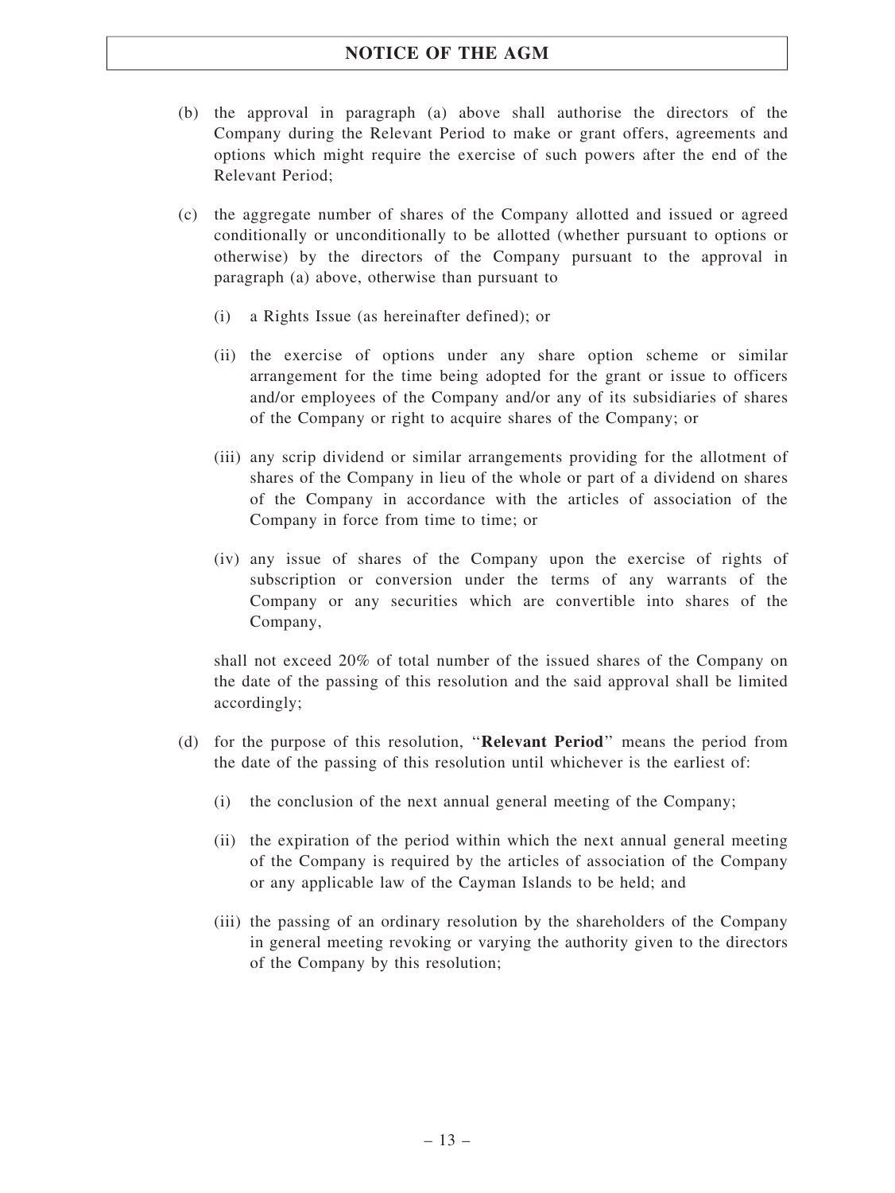(b) the approval in paragraph (a) above shall authorise the directors of the Company during the Relevant Period to make or grant offers, agreements and options which might require the exercise of such powers after the end of the Relevant Period;

(c) the aggregate number of shares of the Company allotted and issued or agreed conditionally or unconditionally to be allotted (whether pursuant to options or otherwise) by the directors of the Company pursuant to the approval in paragraph (a) above, otherwise than pursuant to

   (i) a Rights Issue (as hereinafter defined); or

   (ii) the exercise of options under any share option scheme or similar arrangement for the time being adopted for the grant or issue to officers and/or employees of the Company and/or any of its subsidiaries of shares of the Company or right to acquire shares of the Company; or

   (iii) any scrip dividend or similar arrangements providing for the allotment of shares of the Company in lieu of the whole or part of a dividend on shares of the Company in accordance with the articles of association of the Company in force from time to time; or

   (iv) any issue of shares of the Company upon the exercise of rights of subscription or conversion under the terms of any warrants of the Company or any securities which are convertible into shares of the Company,

   shall not exceed 20% of total number of the issued shares of the Company on the date of the passing of this resolution and the said approval shall be limited accordingly;

(d) for the purpose of this resolution, "**Relevant Period**" means the period from the date of the passing of this resolution until whichever is the earliest of:

   (i) the conclusion of the next annual general meeting of the Company;

   (ii) the expiration of the period within which the next annual general meeting of the Company is required by the articles of association of the Company or any applicable law of the Cayman Islands to be held; and

   (iii) the passing of an ordinary resolution by the shareholders of the Company in general meeting revoking or varying the authority given to the directors of the Company by this resolution;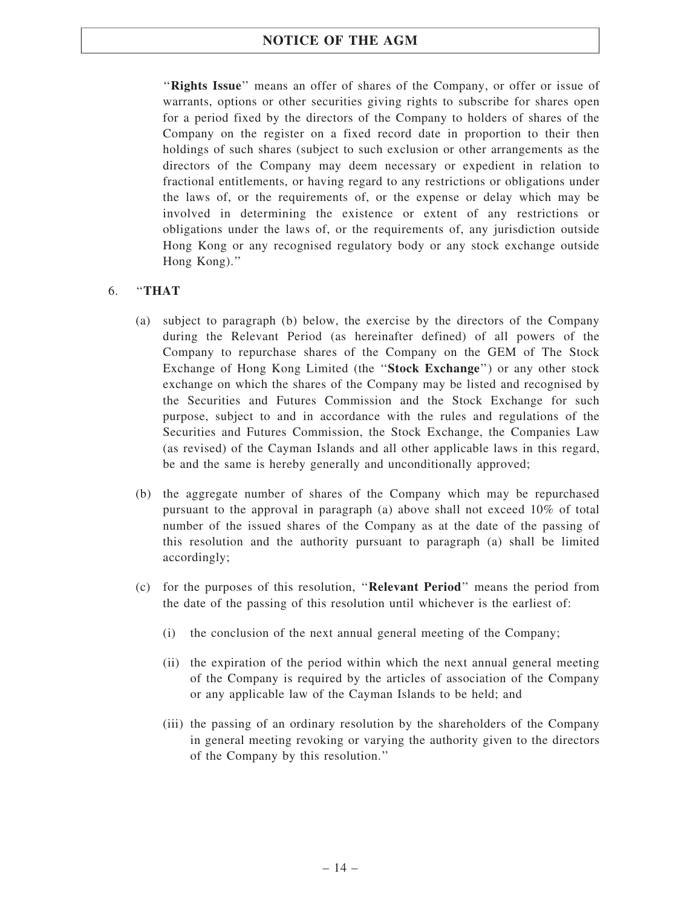"**Rights Issue**" means an offer of shares of the Company, or offer or issue of warrants, options or other securities giving rights to subscribe for shares open for a period fixed by the directors of the Company to holders of shares of the Company on the register on a fixed record date in proportion to their then holdings of such shares (subject to such exclusion or other arrangements as the directors of the Company may deem necessary or expedient in relation to fractional entitlements, or having regard to any restrictions or obligations under the laws of, or the requirements of, or the expense or delay which may be involved in determining the existence or extent of any restrictions or obligations under the laws of, or the requirements of, any jurisdiction outside Hong Kong or any recognised regulatory body or any stock exchange outside Hong Kong)."

6. "**THAT**

   (a) subject to paragraph (b) below, the exercise by the directors of the Company during the Relevant Period (as hereinafter defined) of all powers of the Company to repurchase shares of the Company on the GEM of The Stock Exchange of Hong Kong Limited (the "**Stock Exchange**") or any other stock exchange on which the shares of the Company may be listed and recognised by the Securities and Futures Commission and the Stock Exchange for such purpose, subject to and in accordance with the rules and regulations of the Securities and Futures Commission, the Stock Exchange, the Companies Law (as revised) of the Cayman Islands and all other applicable laws in this regard, be and the same is hereby generally and unconditionally approved;

   (b) the aggregate number of shares of the Company which may be repurchased pursuant to the approval in paragraph (a) above shall not exceed 10% of total number of the issued shares of the Company as at the date of the passing of this resolution and the authority pursuant to paragraph (a) shall be limited accordingly;

   (c) for the purposes of this resolution, "**Relevant Period**" means the period from the date of the passing of this resolution until whichever is the earliest of:

      (i) the conclusion of the next annual general meeting of the Company;

      (ii) the expiration of the period within which the next annual general meeting of the Company is required by the articles of association of the Company or any applicable law of the Cayman Islands to be held; and

      (iii) the passing of an ordinary resolution by the shareholders of the Company in general meeting revoking or varying the authority given to the directors of the Company by this resolution."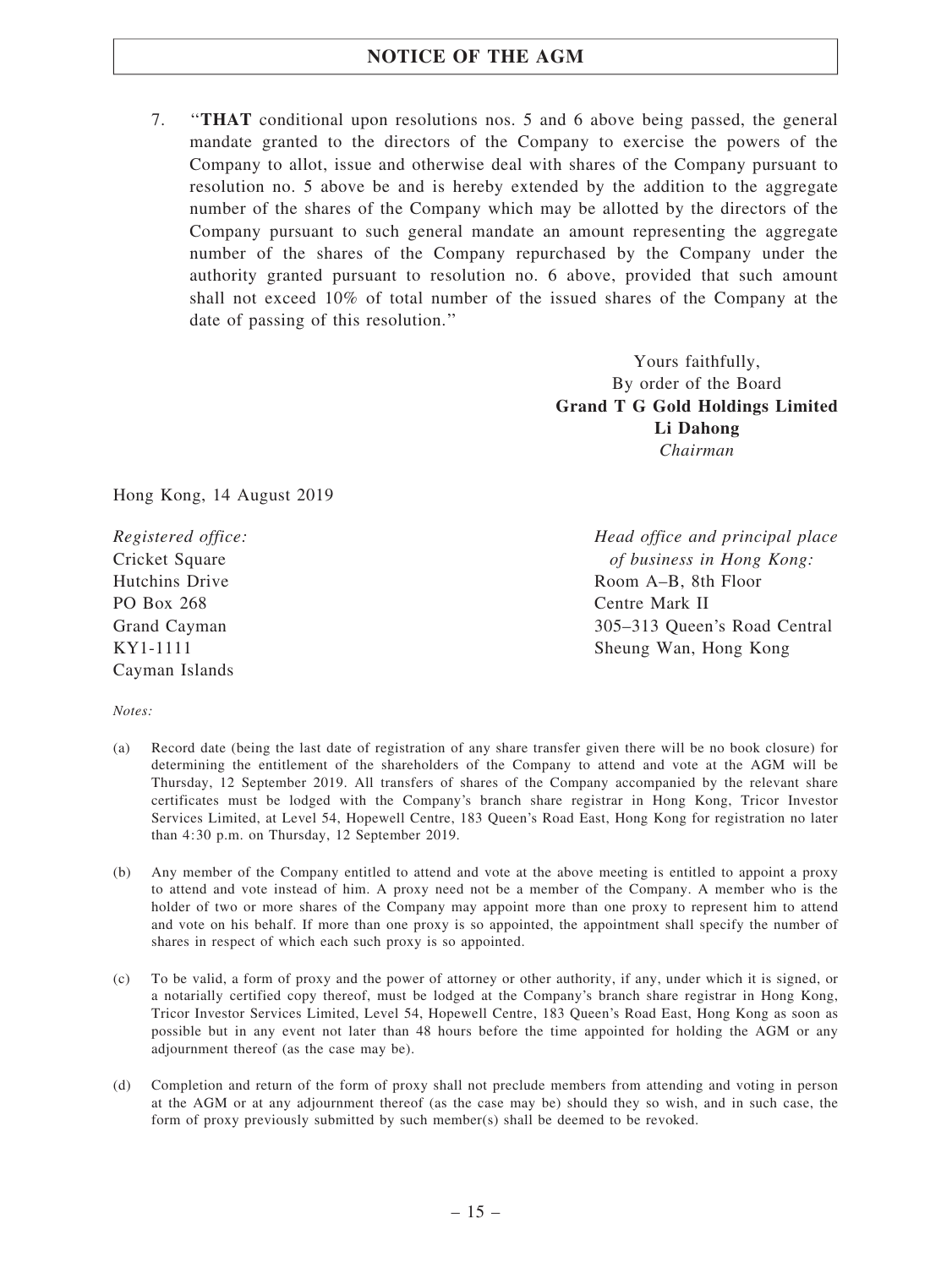7. "**THAT** conditional upon resolutions nos. 5 and 6 above being passed, the general mandate granted to the directors of the Company to exercise the powers of the Company to allot, issue and otherwise deal with shares of the Company pursuant to resolution no. 5 above be and is hereby extended by the addition to the aggregate number of the shares of the Company which may be allotted by the directors of the Company pursuant to such general mandate an amount representing the aggregate number of the shares of the Company repurchased by the Company under the authority granted pursuant to resolution no. 6 above, provided that such amount shall not exceed 10% of total number of the issued shares of the Company at the date of passing of this resolution."

Yours faithfully,
By order of the Board
**Grand T G Gold Holdings Limited**
**Li Dahong**
*Chairman*

Hong Kong, 14 August 2019

*Registered office:*
Cricket Square
Hutchins Drive
PO Box 268
Grand Cayman
KY1-1111
Cayman Islands

*Head office and principal place of business in Hong Kong:*
Room A–B, 8th Floor
Centre Mark II
305–313 Queen's Road Central
Sheung Wan, Hong Kong

*Notes:*

(a) Record date (being the last date of registration of any share transfer given there will be no book closure) for determining the entitlement of the shareholders of the Company to attend and vote at the AGM will be Thursday, 12 September 2019. All transfers of shares of the Company accompanied by the relevant share certificates must be lodged with the Company's branch share registrar in Hong Kong, Tricor Investor Services Limited, at Level 54, Hopewell Centre, 183 Queen's Road East, Hong Kong for registration no later than 4:30 p.m. on Thursday, 12 September 2019.

(b) Any member of the Company entitled to attend and vote at the above meeting is entitled to appoint a proxy to attend and vote instead of him. A proxy need not be a member of the Company. A member who is the holder of two or more shares of the Company may appoint more than one proxy to represent him to attend and vote on his behalf. If more than one proxy is so appointed, the appointment shall specify the number of shares in respect of which each such proxy is so appointed.

(c) To be valid, a form of proxy and the power of attorney or other authority, if any, under which it is signed, or a notarially certified copy thereof, must be lodged at the Company's branch share registrar in Hong Kong, Tricor Investor Services Limited, Level 54, Hopewell Centre, 183 Queen's Road East, Hong Kong as soon as possible but in any event not later than 48 hours before the time appointed for holding the AGM or any adjournment thereof (as the case may be).

(d) Completion and return of the form of proxy shall not preclude members from attending and voting in person at the AGM or at any adjournment thereof (as the case may be) should they so wish, and in such case, the form of proxy previously submitted by such member(s) shall be deemed to be revoked.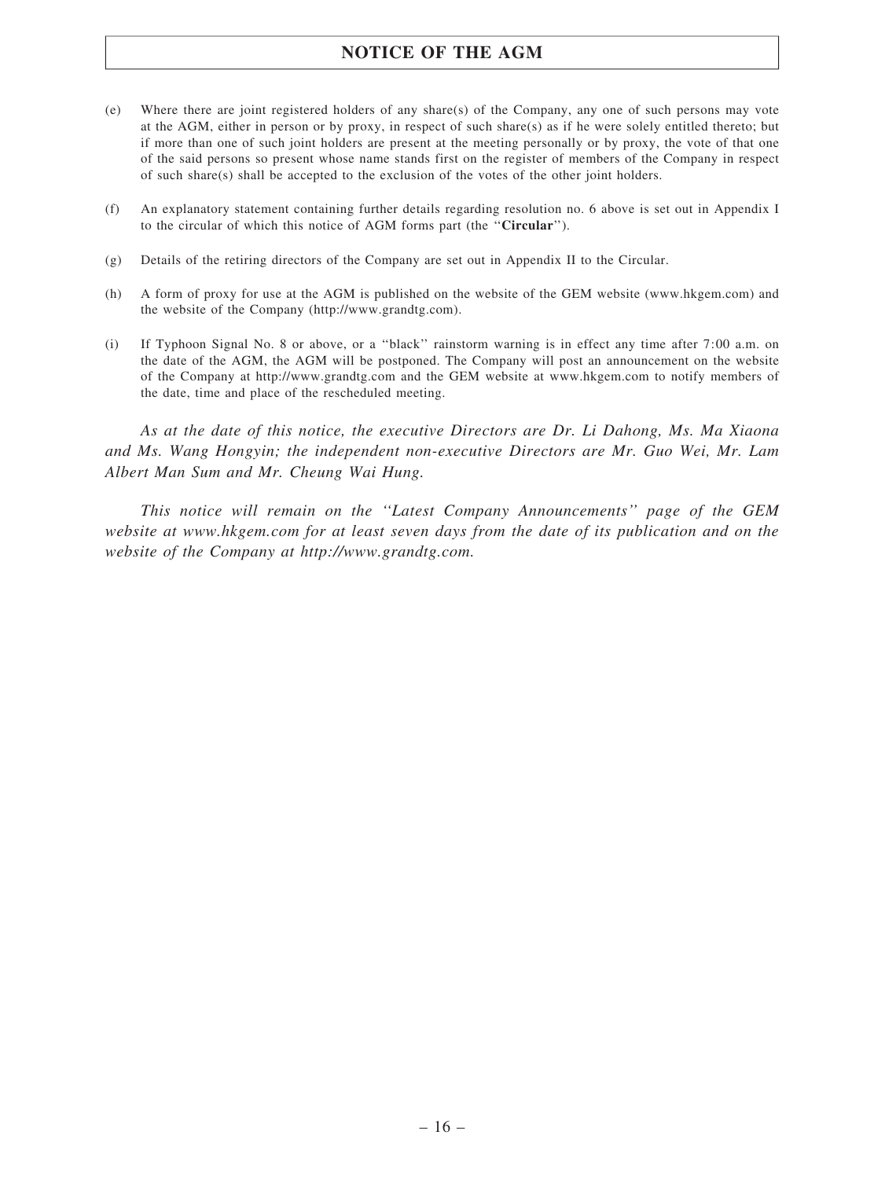# NOTICE OF THE AGM

(e) Where there are joint registered holders of any share(s) of the Company, any one of such persons may vote at the AGM, either in person or by proxy, in respect of such share(s) as if he were solely entitled thereto; but if more than one of such joint holders are present at the meeting personally or by proxy, the vote of that one of the said persons so present whose name stands first on the register of members of the Company in respect of such share(s) shall be accepted to the exclusion of the votes of the other joint holders.

(f) An explanatory statement containing further details regarding resolution no. 6 above is set out in Appendix I to the circular of which this notice of AGM forms part (the ''**Circular**'').

(g) Details of the retiring directors of the Company are set out in Appendix II to the Circular.

(h) A form of proxy for use at the AGM is published on the website of the GEM website (www.hkgem.com) and the website of the Company (http://www.grandtg.com).

(i) If Typhoon Signal No. 8 or above, or a ''black'' rainstorm warning is in effect any time after 7:00 a.m. on the date of the AGM, the AGM will be postponed. The Company will post an announcement on the website of the Company at http://www.grandtg.com and the GEM website at www.hkgem.com to notify members of the date, time and place of the rescheduled meeting.

*As at the date of this notice, the executive Directors are Dr. Li Dahong, Ms. Ma Xiaona and Ms. Wang Hongyin; the independent non-executive Directors are Mr. Guo Wei, Mr. Lam Albert Man Sum and Mr. Cheung Wai Hung.*

*This notice will remain on the ''Latest Company Announcements'' page of the GEM website at www.hkgem.com for at least seven days from the date of its publication and on the website of the Company at http://www.grandtg.com.*